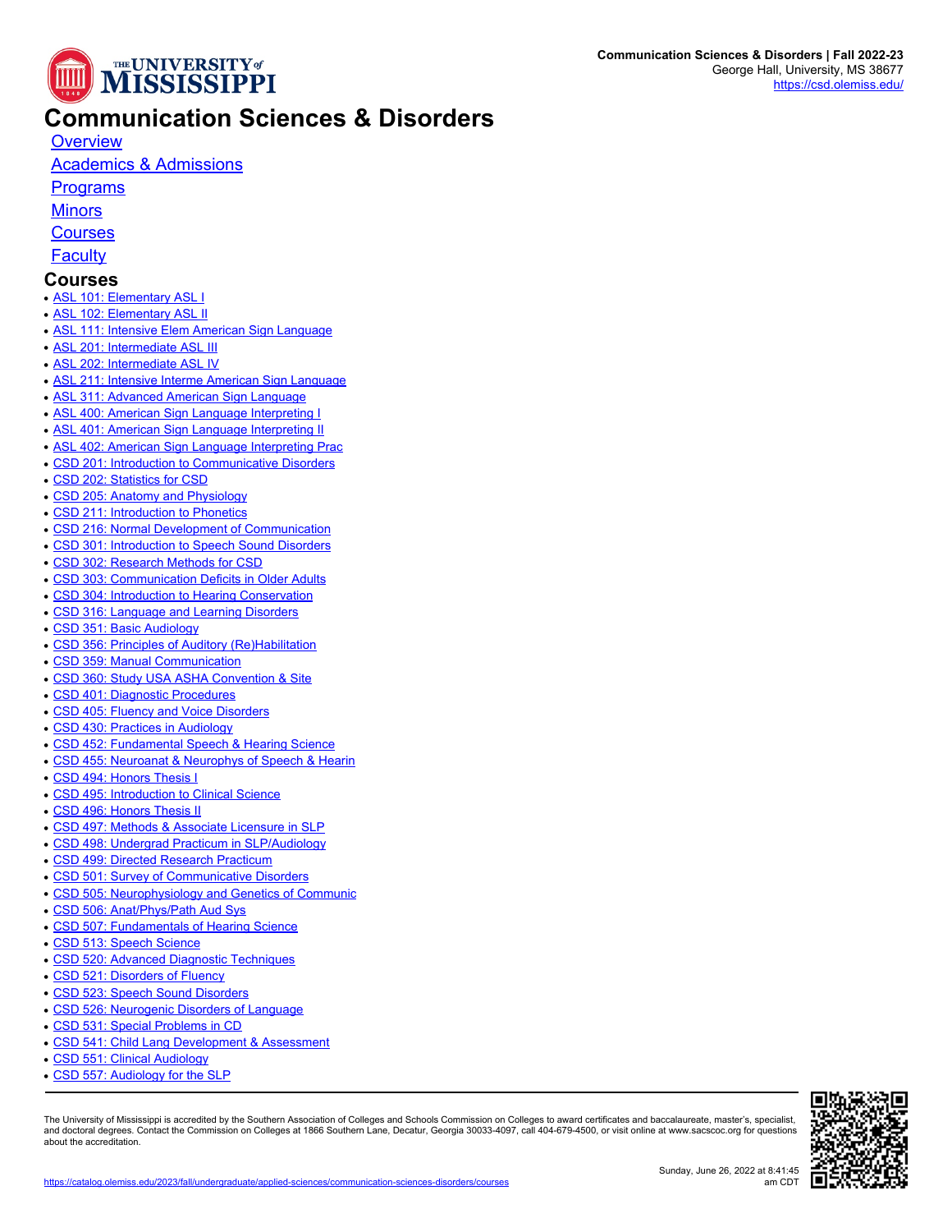# Communication Sciences & Disorders

- Overview
- Academics & Admissions
- Programs
- Minors
- Courses
- Faculty

## Courses

- ASL 101: Elementary ASL I
- ASL 102: Elementary ASL II
- ASL 111: Intensive Elem American Sign Language
- ASL 201: Intermediate ASL III
- ASL 202: Intermediate ASL IV
- ASL 211: Intensive Interme American Sign Language
- ASL 311: Advanced American Sign Language
- ASL 400: American Sign Language Interpreting I
- ASL 401: American Sign Language Interpreting II
- ASL 402: American Sign Language Interpreting Prac
- CSD 201: Introduction to Communicative Disorders
- CSD 202: Statistics for CSD
- CSD 205: Anatomy and Physiology
- CSD 211: Introduction to Phonetics
- CSD 216: Normal Development of Communication
- CSD 301: Introduction to Speech Sound Disorders
- CSD 302: Research Methods for CSD
- CSD 303: Communication Deficits in Older Adults
- CSD 304: Introduction to Hearing Conservation
- CSD 316: Language and Learning Disorders
- CSD 351: Basic Audiology
- CSD 356: Principles of Auditory (Re)Habilitation
- CSD 359: Manual Communication
- CSD 360: Study USA ASHA Convention & Site
- CSD 401: Diagnostic Procedures
- CSD 405: Fluency and Voice Disorders
- CSD 430: Practices in Audiology
- CSD 452: Fundamental Speech & Hearing Science
- CSD 455: Neuroanat & Neurophys of Speech & Hearin
- CSD 494: Honors Thesis I
- CSD 495: Introduction to Clinical Science
- CSD 496: Honors Thesis II
- CSD 497: Methods & Associate Licensure in SLP
- CSD 498: Undergrad Practicum in SLP/Audiology
- CSD 499: Directed Research Practicum
- CSD 501: Survey of Communicative Disorders
- CSD 505: Neurophysiology and Genetics of Communic
- CSD 506: Anat/Phys/Path Aud Sys
- CSD 507: Fundamentals of Hearing Science
- CSD 513: Speech Science
- CSD 520: Advanced Diagnostic Techniques
- CSD 521: Disorders of Fluency
- CSD 523: Speech Sound Disorders
- CSD 526: Neurogenic Disorders of Language
- CSD 531: Special Problems in CD
- CSD 541: Child Lang Development & Assessment
- CSD 551: Clinical Audiology
- CSD 557: Audiology for the SLP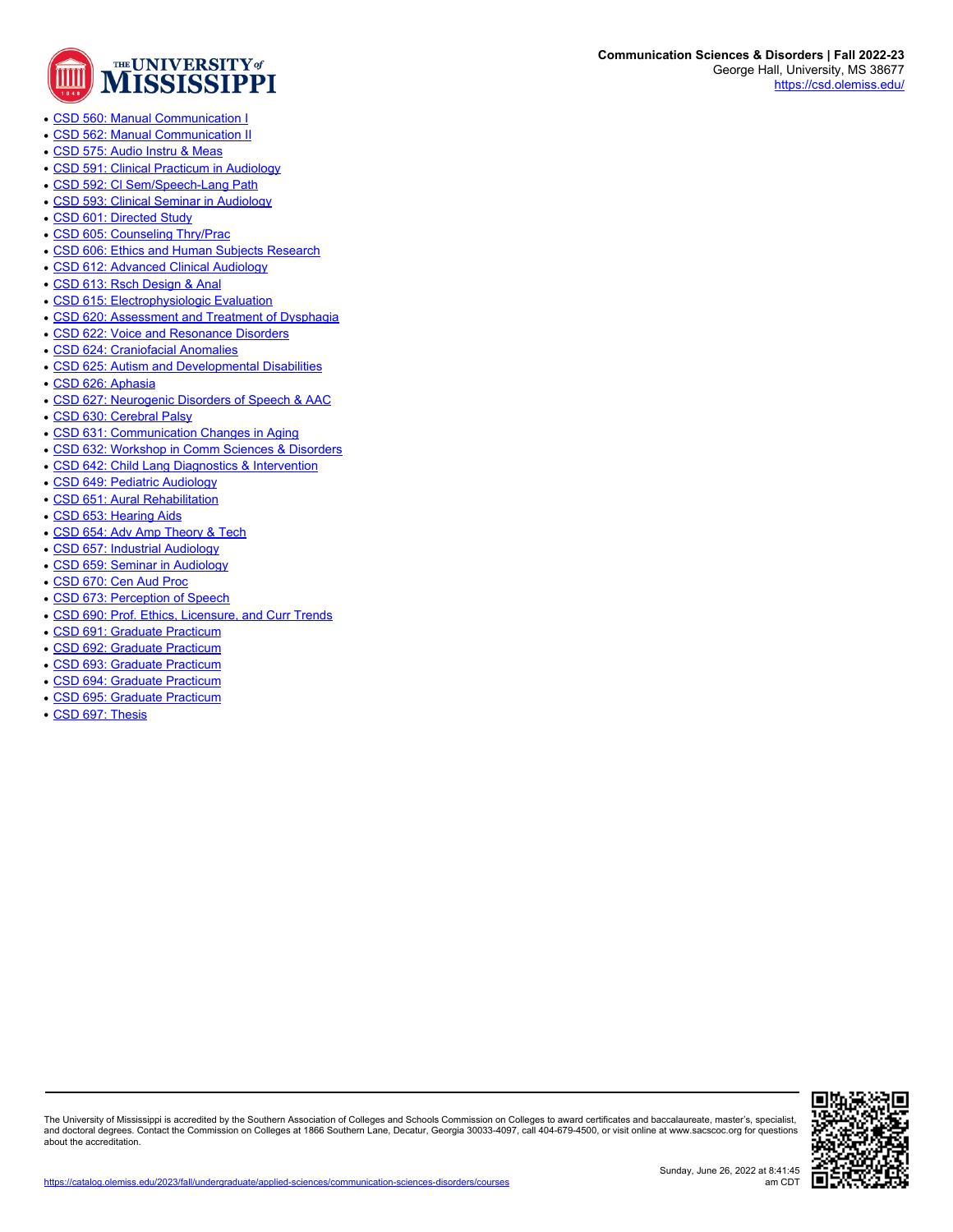- CSD 560: Manual Communication I
- CSD 562: Manual Communication II
- CSD 575: Audio Instru & Meas
- CSD 591: Clinical Practicum in Audiology
- CSD 592: Cl Sem/Speech-Lang Path
- CSD 593: Clinical Seminar in Audiology
- CSD 601: Directed Study
- CSD 605: Counseling Thry/Prac
- CSD 606: Ethics and Human Subjects Research
- CSD 612: Advanced Clinical Audiology
- CSD 613: Rsch Design & Anal
- CSD 615: Electrophysiologic Evaluation
- CSD 620: Assessment and Treatment of Dysphagia
- CSD 622: Voice and Resonance Disorders
- CSD 624: Craniofacial Anomalies
- CSD 625: Autism and Developmental Disabilities
- CSD 626: Aphasia
- CSD 627: Neurogenic Disorders of Speech & AAC
- CSD 630: Cerebral Palsy
- CSD 631: Communication Changes in Aging
- CSD 632: Workshop in Comm Sciences & Disorders
- CSD 642: Child Lang Diagnostics & Intervention
- CSD 649: Pediatric Audiology
- CSD 651: Aural Rehabilitation
- CSD 653: Hearing Aids
- CSD 654: Adv Amp Theory & Tech
- CSD 657: Industrial Audiology
- CSD 659: Seminar in Audiology
- CSD 670: Cen Aud Proc
- CSD 673: Perception of Speech
- CSD 690: Prof. Ethics, Licensure, and Curr Trends
- CSD 691: Graduate Practicum
- CSD 692: Graduate Practicum
- CSD 693: Graduate Practicum
- CSD 694: Graduate Practicum
- CSD 695: Graduate Practicum
- CSD 697: Thesis